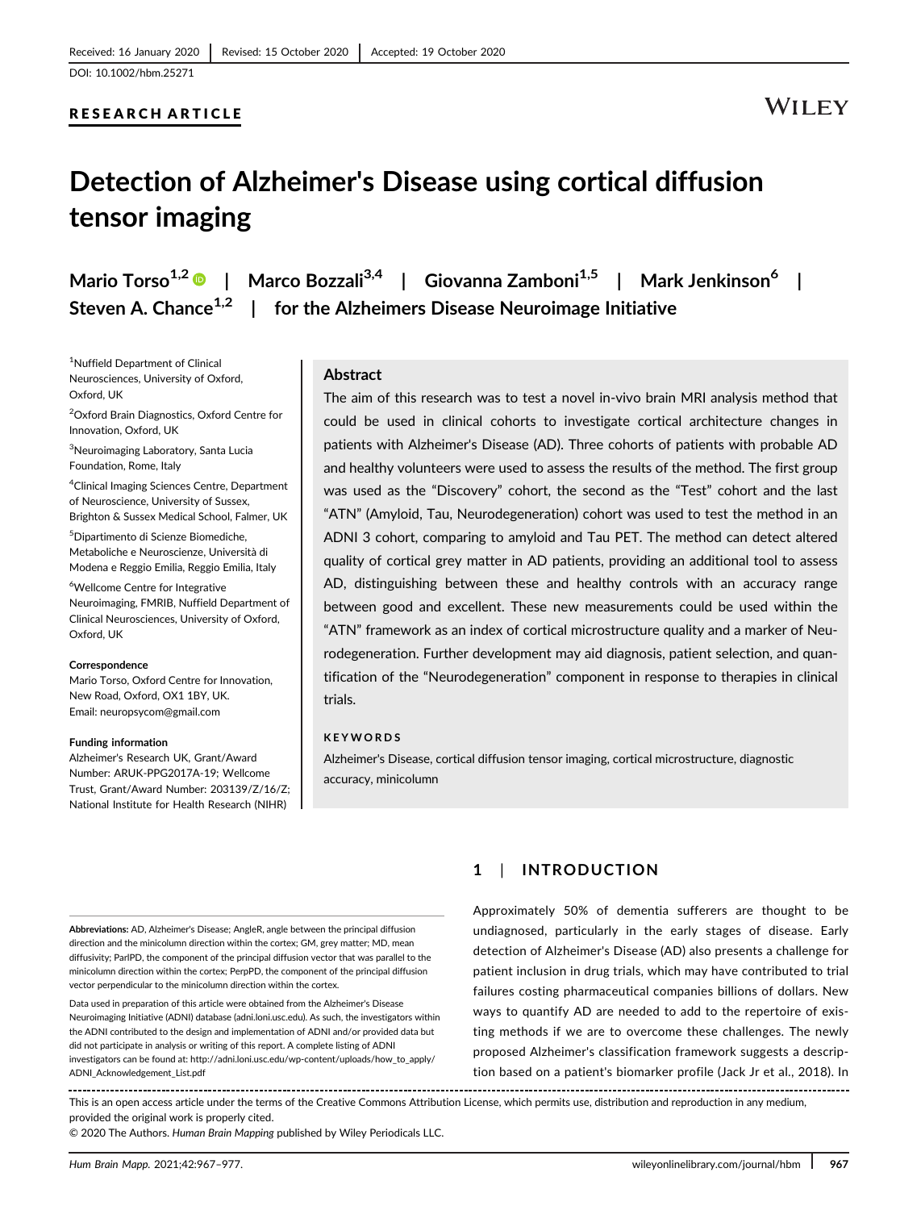Received: 16 January 2020 | Revised: 15 October 2020 | Accepted: 19 October 2020

DOI: 10.1002/hbm.25271

RESEARCH ARTICLE

# Detection of Alzheimer's Disease using cortical diffusion tensor imaging

Mario Torso[1,2] | Marco Bozzali[3,4] | Giovanna Zamboni[1,5] | Mark Jenkinson[6] | Steven A. Chance[1,2] | for the Alzheimers Disease Neuroimage Initiative

[1]Nuffield Department of Clinical Neurosciences, University of Oxford, Oxford, UK

[2]Oxford Brain Diagnostics, Oxford Centre for Innovation, Oxford, UK

[3]Neuroimaging Laboratory, Santa Lucia Foundation, Rome, Italy

[4]Clinical Imaging Sciences Centre, Department of Neuroscience, University of Sussex, Brighton & Sussex Medical School, Falmer, UK

[5]Dipartimento di Scienze Biomediche, Metaboliche e Neuroscienze, Università di Modena e Reggio Emilia, Reggio Emilia, Italy

[6]Wellcome Centre for Integrative Neuroimaging, FMRIB, Nuffield Department of Clinical Neurosciences, University of Oxford, Oxford, UK

**Correspondence**
Mario Torso, Oxford Centre for Innovation, New Road, Oxford, OX1 1BY, UK.
Email: neuropsycom@gmail.com

**Funding information**
Alzheimer's Research UK, Grant/Award Number: ARUK-PPG2017A-19; Wellcome Trust, Grant/Award Number: 203139/Z/16/Z; National Institute for Health Research (NIHR)

## Abstract

The aim of this research was to test a novel in-vivo brain MRI analysis method that could be used in clinical cohorts to investigate cortical architecture changes in patients with Alzheimer's Disease (AD). Three cohorts of patients with probable AD and healthy volunteers were used to assess the results of the method. The first group was used as the "Discovery" cohort, the second as the "Test" cohort and the last "ATN" (Amyloid, Tau, Neurodegeneration) cohort was used to test the method in an ADNI 3 cohort, comparing to amyloid and Tau PET. The method can detect altered quality of cortical grey matter in AD patients, providing an additional tool to assess AD, distinguishing between these and healthy controls with an accuracy range between good and excellent. These new measurements could be used within the "ATN" framework as an index of cortical microstructure quality and a marker of Neurodegeneration. Further development may aid diagnosis, patient selection, and quantification of the "Neurodegeneration" component in response to therapies in clinical trials.

**KEYWORDS**

Alzheimer's Disease, cortical diffusion tensor imaging, cortical microstructure, diagnostic accuracy, minicolumn

## 1 | INTRODUCTION

Approximately 50% of dementia sufferers are thought to be undiagnosed, particularly in the early stages of disease. Early detection of Alzheimer's Disease (AD) also presents a challenge for patient inclusion in drug trials, which may have contributed to trial failures costing pharmaceutical companies billions of dollars. New ways to quantify AD are needed to add to the repertoire of existing methods if we are to overcome these challenges. The newly proposed Alzheimer's classification framework suggests a description based on a patient's biomarker profile (Jack Jr et al., 2018). In

**Abbreviations:** AD, Alzheimer's Disease; AngleR, angle between the principal diffusion direction and the minicolumn direction within the cortex; GM, grey matter; MD, mean diffusivity; ParlPD, the component of the principal diffusion vector that was parallel to the minicolumn direction within the cortex; PerpPD, the component of the principal diffusion vector perpendicular to the minicolumn direction within the cortex.

Data used in preparation of this article were obtained from the Alzheimer's Disease Neuroimaging Initiative (ADNI) database (adni.loni.usc.edu). As such, the investigators within the ADNI contributed to the design and implementation of ADNI and/or provided data but did not participate in analysis or writing of this report. A complete listing of ADNI investigators can be found at: http://adni.loni.usc.edu/wp-content/uploads/how_to_apply/ADNI_Acknowledgement_List.pdf

This is an open access article under the terms of the Creative Commons Attribution License, which permits use, distribution and reproduction in any medium, provided the original work is properly cited.

© 2020 The Authors. *Human Brain Mapping* published by Wiley Periodicals LLC.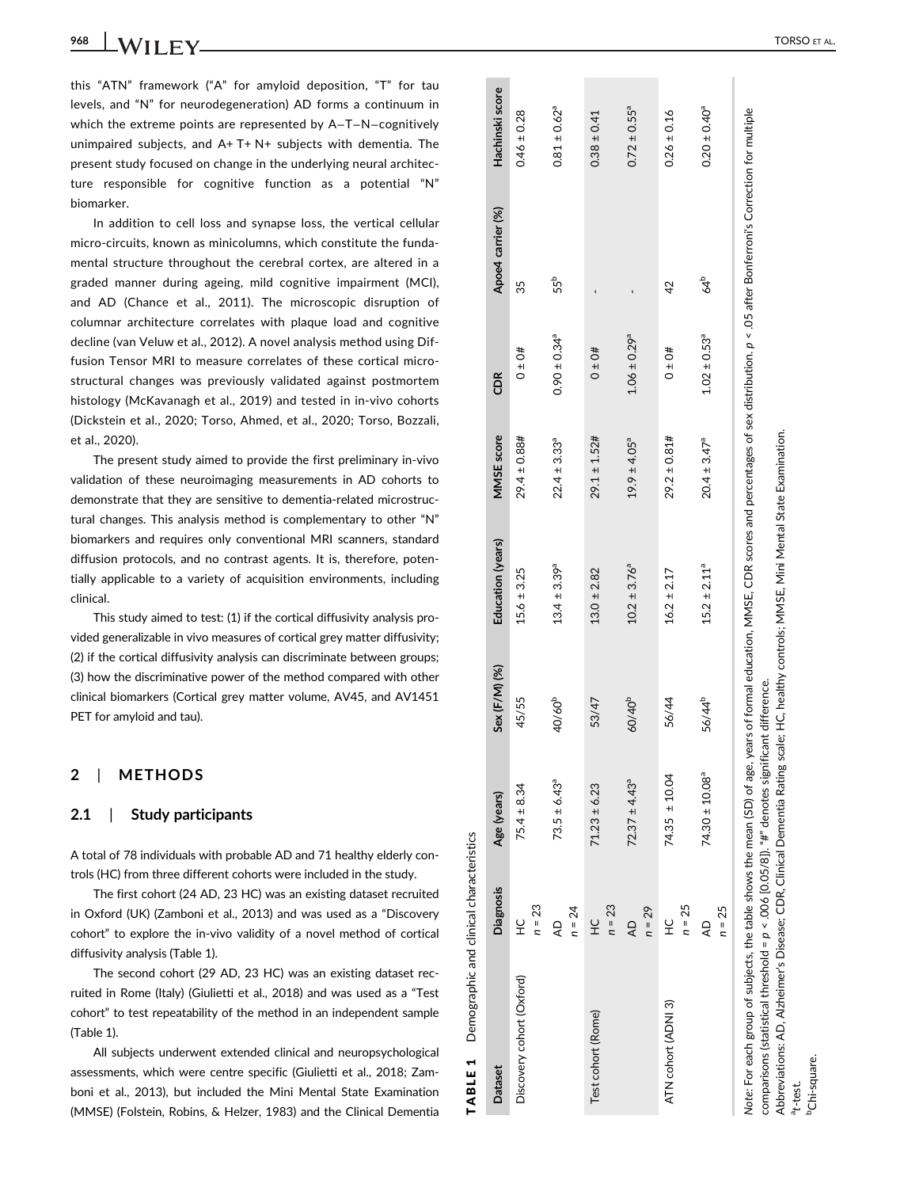this "ATN" framework ("A" for amyloid deposition, "T" for tau levels, and "N" for neurodegeneration) AD forms a continuum in which the extreme points are represented by A−T−N−cognitively unimpaired subjects, and A+ T+ N+ subjects with dementia. The present study focused on change in the underlying neural architecture responsible for cognitive function as a potential "N" biomarker.

In addition to cell loss and synapse loss, the vertical cellular micro-circuits, known as minicolumns, which constitute the fundamental structure throughout the cerebral cortex, are altered in a graded manner during ageing, mild cognitive impairment (MCI), and AD (Chance et al., 2011). The microscopic disruption of columnar architecture correlates with plaque load and cognitive decline (van Veluw et al., 2012). A novel analysis method using Diffusion Tensor MRI to measure correlates of these cortical microstructural changes was previously validated against postmortem histology (McKavanagh et al., 2019) and tested in in-vivo cohorts (Dickstein et al., 2020; Torso, Ahmed, et al., 2020; Torso, Bozzali, et al., 2020).

The present study aimed to provide the first preliminary in-vivo validation of these neuroimaging measurements in AD cohorts to demonstrate that they are sensitive to dementia-related microstructural changes. This analysis method is complementary to other "N" biomarkers and requires only conventional MRI scanners, standard diffusion protocols, and no contrast agents. It is, therefore, potentially applicable to a variety of acquisition environments, including clinical.

This study aimed to test: (1) if the cortical diffusivity analysis provided generalizable in vivo measures of cortical grey matter diffusivity; (2) if the cortical diffusivity analysis can discriminate between groups; (3) how the discriminative power of the method compared with other clinical biomarkers (Cortical grey matter volume, AV45, and AV1451 PET for amyloid and tau).

## 2 | METHODS

### 2.1 | Study participants

A total of 78 individuals with probable AD and 71 healthy elderly controls (HC) from three different cohorts were included in the study.

The first cohort (24 AD, 23 HC) was an existing dataset recruited in Oxford (UK) (Zamboni et al., 2013) and was used as a "Discovery cohort" to explore the in-vivo validity of a novel method of cortical diffusivity analysis (Table 1).

The second cohort (29 AD, 23 HC) was an existing dataset recruited in Rome (Italy) (Giulietti et al., 2018) and was used as a "Test cohort" to test repeatability of the method in an independent sample (Table 1).

All subjects underwent extended clinical and neuropsychological assessments, which were centre specific (Giulietti et al., 2018; Zamboni et al., 2013), but included the Mini Mental State Examination (MMSE) (Folstein, Robins, & Helzer, 1983) and the Clinical Dementia

**TABLE 1** Demographic and clinical characteristics

| Dataset | Diagnosis | Age (years) | Sex (F/M) (%) | Education (years) | MMSE score | CDR | Apoe4 carrier (%) | Hachinski score |
|---|---|---|---|---|---|---|---|---|
| Discovery cohort (Oxford) | HC $n = 23$ | 75.4 ± 8.34 | 45/55 | 15.6 ± 3.25 | 29.4 ± 0.88# | 0 ± 0# | 35 | 0.46 ± 0.28 |
| | AD $n = 24$ | 73.5 ± 6.43[a] | 40/60[b] | 13.4 ± 3.39[a] | 22.4 ± 3.33[a] | 0.90 ± 0.34[a] | 55[b] | 0.81 ± 0.62[a] |
| Test cohort (Rome) | HC $n = 23$ | 71.23 ± 6.23 | 53/47 | 13.0 ± 2.82 | 29.1 ± 1.52# | 0 ± 0# | - | 0.38 ± 0.41 |
| | AD $n = 29$ | 72.37 ± 4.43[a] | 60/40[b] | 10.2 ± 3.76[a] | 19.9 ± 4.05[a] | 1.06 ± 0.29[a] | - | 0.72 ± 0.55[a] |
| ATN cohort (ADNI 3) | HC $n = 25$ | 74.35 ± 10.04 | 56/44 | 16.2 ± 2.17 | 29.2 ± 0.81# | 0 ± 0# | 42 | 0.26 ± 0.16 |
| | AD $n = 25$ | 74.30 ± 10.08[a] | 56/44[b] | 15.2 ± 2.11[a] | 20.4 ± 3.47[a] | 1.02 ± 0.53[a] | 64[b] | 0.20 ± 0.40[a] |

*Note:* For each group of subjects, the table shows the mean (SD) of age, years of formal education, MMSE, CDR scores and percentages of sex distribution. $p < .05$ after Bonferroni's Correction for multiple comparisons (statistical threshold = $p < .006$ [0.05/8]). "#" denotes significant difference.

Abbreviations: AD, Alzheimer's Disease; CDR, Clinical Dementia Rating scale; HC, healthy controls; MMSE, Mini Mental State Examination.

[a] t-test.

[b] Chi-square.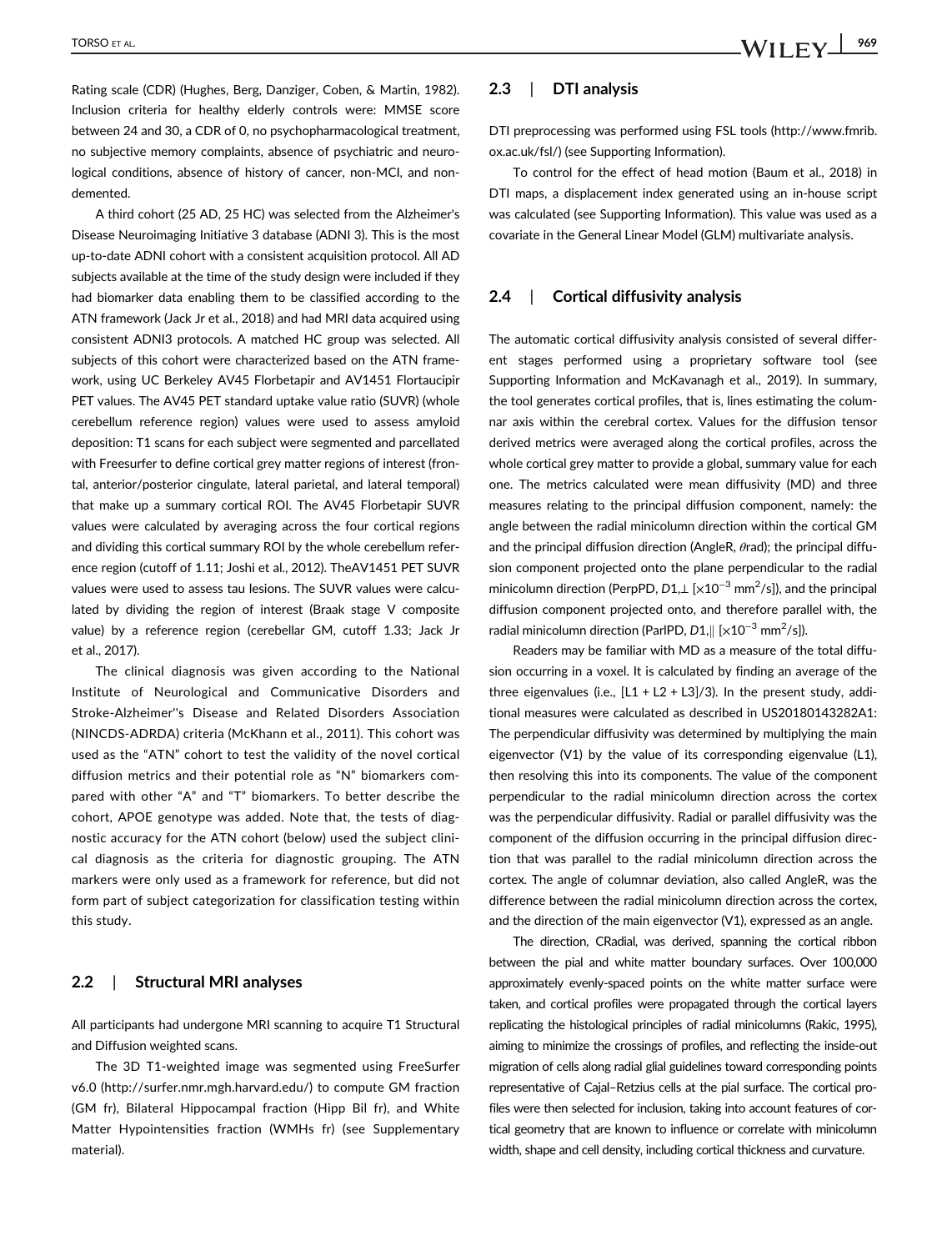Rating scale (CDR) (Hughes, Berg, Danziger, Coben, & Martin, 1982). Inclusion criteria for healthy elderly controls were: MMSE score between 24 and 30, a CDR of 0, no psychopharmacological treatment, no subjective memory complaints, absence of psychiatric and neurological conditions, absence of history of cancer, non-MCI, and non-demented.

A third cohort (25 AD, 25 HC) was selected from the Alzheimer's Disease Neuroimaging Initiative 3 database (ADNI 3). This is the most up-to-date ADNI cohort with a consistent acquisition protocol. All AD subjects available at the time of the study design were included if they had biomarker data enabling them to be classified according to the ATN framework (Jack Jr et al., 2018) and had MRI data acquired using consistent ADNI3 protocols. A matched HC group was selected. All subjects of this cohort were characterized based on the ATN framework, using UC Berkeley AV45 Florbetapir and AV1451 Flortaucipir PET values. The AV45 PET standard uptake value ratio (SUVR) (whole cerebellum reference region) values were used to assess amyloid deposition: T1 scans for each subject were segmented and parcellated with Freesurfer to define cortical grey matter regions of interest (frontal, anterior/posterior cingulate, lateral parietal, and lateral temporal) that make up a summary cortical ROI. The AV45 Florbetapir SUVR values were calculated by averaging across the four cortical regions and dividing this cortical summary ROI by the whole cerebellum reference region (cutoff of 1.11; Joshi et al., 2012). TheAV1451 PET SUVR values were used to assess tau lesions. The SUVR values were calculated by dividing the region of interest (Braak stage V composite value) by a reference region (cerebellar GM, cutoff 1.33; Jack Jr et al., 2017).

The clinical diagnosis was given according to the National Institute of Neurological and Communicative Disorders and Stroke-Alzheimer''s Disease and Related Disorders Association (NINCDS-ADRDA) criteria (McKhann et al., 2011). This cohort was used as the "ATN" cohort to test the validity of the novel cortical diffusion metrics and their potential role as "N" biomarkers compared with other "A" and "T" biomarkers. To better describe the cohort, APOE genotype was added. Note that, the tests of diagnostic accuracy for the ATN cohort (below) used the subject clinical diagnosis as the criteria for diagnostic grouping. The ATN markers were only used as a framework for reference, but did not form part of subject categorization for classification testing within this study.

## 2.2 | Structural MRI analyses

All participants had undergone MRI scanning to acquire T1 Structural and Diffusion weighted scans.

The 3D T1-weighted image was segmented using FreeSurfer v6.0 (http://surfer.nmr.mgh.harvard.edu/) to compute GM fraction (GM fr), Bilateral Hippocampal fraction (Hipp Bil fr), and White Matter Hypointensities fraction (WMHs fr) (see Supplementary material).

## 2.3 | DTI analysis

DTI preprocessing was performed using FSL tools (http://www.fmrib.ox.ac.uk/fsl/) (see Supporting Information).

To control for the effect of head motion (Baum et al., 2018) in DTI maps, a displacement index generated using an in-house script was calculated (see Supporting Information). This value was used as a covariate in the General Linear Model (GLM) multivariate analysis.

## 2.4 | Cortical diffusivity analysis

The automatic cortical diffusivity analysis consisted of several different stages performed using a proprietary software tool (see Supporting Information and McKavanagh et al., 2019). In summary, the tool generates cortical profiles, that is, lines estimating the columnar axis within the cerebral cortex. Values for the diffusion tensor derived metrics were averaged along the cortical profiles, across the whole cortical grey matter to provide a global, summary value for each one. The metrics calculated were mean diffusivity (MD) and three measures relating to the principal diffusion component, namely: the angle between the radial minicolumn direction within the cortical GM and the principal diffusion direction (AngleR, $\theta$rad); the principal diffusion component projected onto the plane perpendicular to the radial minicolumn direction (PerpPD, $D1,\perp$ [$\times10^{-3}$ mm$^2$/s]), and the principal diffusion component projected onto, and therefore parallel with, the radial minicolumn direction (ParlPD, $D1,\parallel$ [$\times10^{-3}$ mm$^2$/s]).

Readers may be familiar with MD as a measure of the total diffusion occurring in a voxel. It is calculated by finding an average of the three eigenvalues (i.e., [L1 + L2 + L3]/3). In the present study, additional measures were calculated as described in US20180143282A1: The perpendicular diffusivity was determined by multiplying the main eigenvector (V1) by the value of its corresponding eigenvalue (L1), then resolving this into its components. The value of the component perpendicular to the radial minicolumn direction across the cortex was the perpendicular diffusivity. Radial or parallel diffusivity was the component of the diffusion occurring in the principal diffusion direction that was parallel to the radial minicolumn direction across the cortex. The angle of columnar deviation, also called AngleR, was the difference between the radial minicolumn direction across the cortex, and the direction of the main eigenvector (V1), expressed as an angle.

The direction, CRadial, was derived, spanning the cortical ribbon between the pial and white matter boundary surfaces. Over 100,000 approximately evenly-spaced points on the white matter surface were taken, and cortical profiles were propagated through the cortical layers replicating the histological principles of radial minicolumns (Rakic, 1995), aiming to minimize the crossings of profiles, and reflecting the inside-out migration of cells along radial glial guidelines toward corresponding points representative of Cajal–Retzius cells at the pial surface. The cortical profiles were then selected for inclusion, taking into account features of cortical geometry that are known to influence or correlate with minicolumn width, shape and cell density, including cortical thickness and curvature.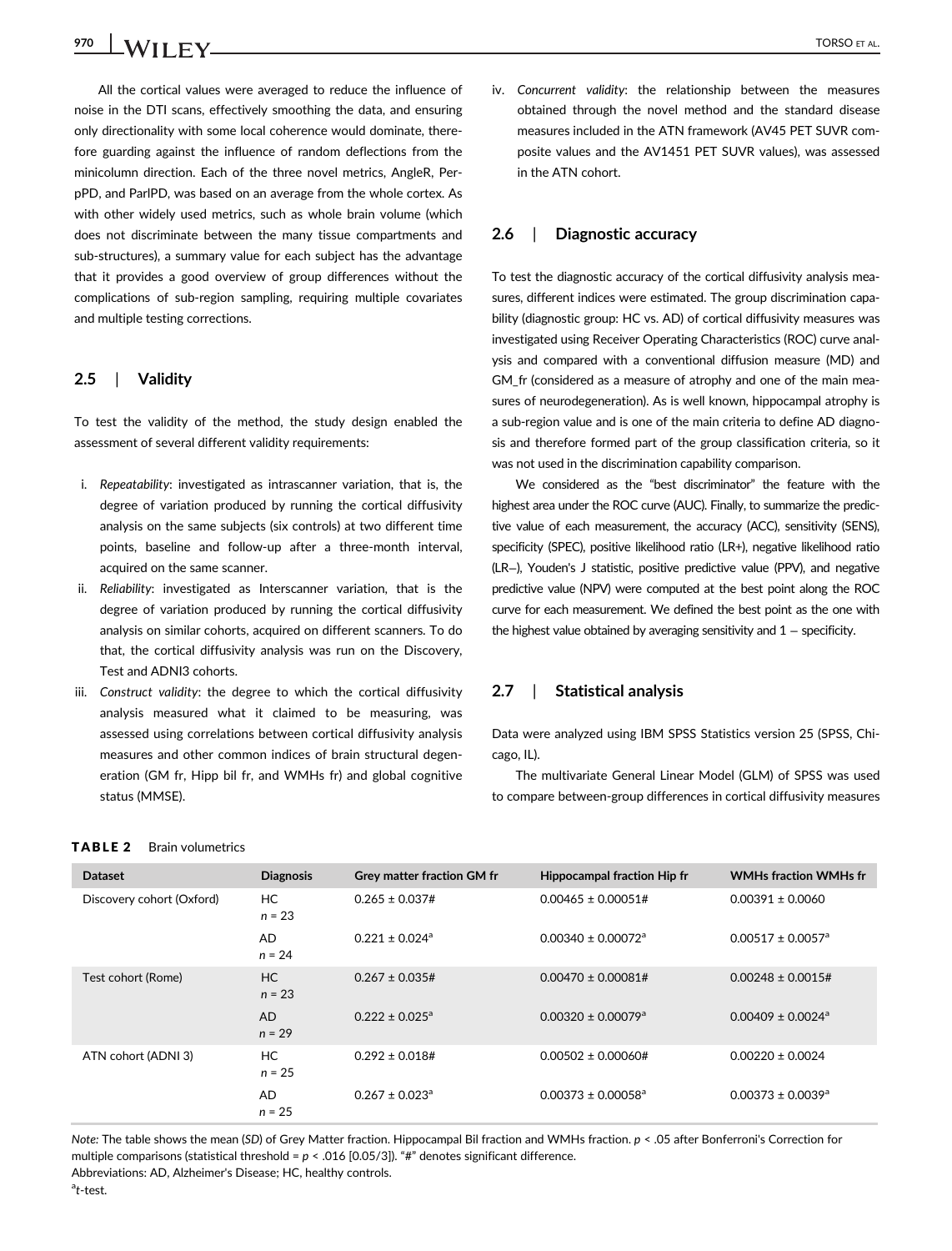All the cortical values were averaged to reduce the influence of noise in the DTI scans, effectively smoothing the data, and ensuring only directionality with some local coherence would dominate, therefore guarding against the influence of random deflections from the minicolumn direction. Each of the three novel metrics, AngleR, PerpPD, and ParlPD, was based on an average from the whole cortex. As with other widely used metrics, such as whole brain volume (which does not discriminate between the many tissue compartments and sub-structures), a summary value for each subject has the advantage that it provides a good overview of group differences without the complications of sub-region sampling, requiring multiple covariates and multiple testing corrections.

### 2.5 | Validity

To test the validity of the method, the study design enabled the assessment of several different validity requirements:

i. *Repeatability*: investigated as intrascanner variation, that is, the degree of variation produced by running the cortical diffusivity analysis on the same subjects (six controls) at two different time points, baseline and follow-up after a three-month interval, acquired on the same scanner.
ii. *Reliability*: investigated as Interscanner variation, that is the degree of variation produced by running the cortical diffusivity analysis on similar cohorts, acquired on different scanners. To do that, the cortical diffusivity analysis was run on the Discovery, Test and ADNI3 cohorts.
iii. *Construct validity*: the degree to which the cortical diffusivity analysis measured what it claimed to be measuring, was assessed using correlations between cortical diffusivity analysis measures and other common indices of brain structural degeneration (GM fr, Hipp bil fr, and WMHs fr) and global cognitive status (MMSE).
iv. *Concurrent validity*: the relationship between the measures obtained through the novel method and the standard disease measures included in the ATN framework (AV45 PET SUVR composite values and the AV1451 PET SUVR values), was assessed in the ATN cohort.

### 2.6 | Diagnostic accuracy

To test the diagnostic accuracy of the cortical diffusivity analysis measures, different indices were estimated. The group discrimination capability (diagnostic group: HC vs. AD) of cortical diffusivity measures was investigated using Receiver Operating Characteristics (ROC) curve analysis and compared with a conventional diffusion measure (MD) and GM_fr (considered as a measure of atrophy and one of the main measures of neurodegeneration). As is well known, hippocampal atrophy is a sub-region value and is one of the main criteria to define AD diagnosis and therefore formed part of the group classification criteria, so it was not used in the discrimination capability comparison.

We considered as the "best discriminator" the feature with the highest area under the ROC curve (AUC). Finally, to summarize the predictive value of each measurement, the accuracy (ACC), sensitivity (SENS), specificity (SPEC), positive likelihood ratio (LR+), negative likelihood ratio (LR−), Youden's J statistic, positive predictive value (PPV), and negative predictive value (NPV) were computed at the best point along the ROC curve for each measurement. We defined the best point as the one with the highest value obtained by averaging sensitivity and 1 − specificity.

### 2.7 | Statistical analysis

Data were analyzed using IBM SPSS Statistics version 25 (SPSS, Chicago, IL).

The multivariate General Linear Model (GLM) of SPSS was used to compare between-group differences in cortical diffusivity measures

**TABLE 2** Brain volumetrics

| Dataset | Diagnosis | Grey matter fraction GM fr | Hippocampal fraction Hip fr | WMHs fraction WMHs fr |
|---|---|---|---|---|
| Discovery cohort (Oxford) | HC $n = 23$ | 0.265 ± 0.037# | 0.00465 ± 0.00051# | 0.00391 ± 0.0060 |
| | AD $n = 24$ | 0.221 ± 0.024[a] | 0.00340 ± 0.00072[a] | 0.00517 ± 0.0057[a] |
| Test cohort (Rome) | HC $n = 23$ | 0.267 ± 0.035# | 0.00470 ± 0.00081# | 0.00248 ± 0.0015# |
| | AD $n = 29$ | 0.222 ± 0.025[a] | 0.00320 ± 0.00079[a] | 0.00409 ± 0.0024[a] |
| ATN cohort (ADNI 3) | HC $n = 25$ | 0.292 ± 0.018# | 0.00502 ± 0.00060# | 0.00220 ± 0.0024 |
| | AD $n = 25$ | 0.267 ± 0.023[a] | 0.00373 ± 0.00058[a] | 0.00373 ± 0.0039[a] |

*Note:* The table shows the mean (*SD*) of Grey Matter fraction. Hippocampal Bil fraction and WMHs fraction. $p < .05$ after Bonferroni's Correction for multiple comparisons (statistical threshold = $p < .016$ [0.05/3]). "#" denotes significant difference.

Abbreviations: AD, Alzheimer's Disease; HC, healthy controls.

[a]*t*-test.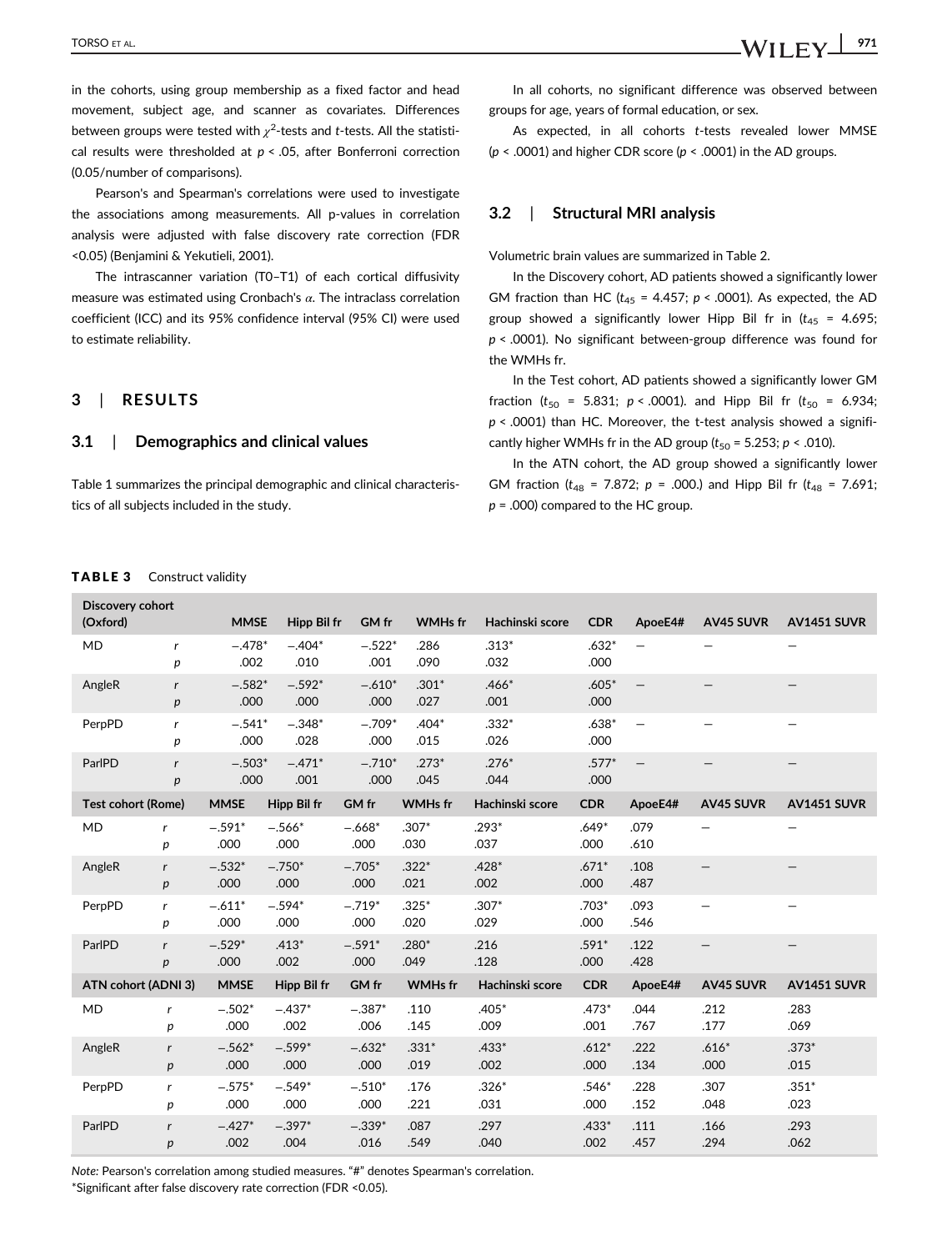in the cohorts, using group membership as a fixed factor and head movement, subject age, and scanner as covariates. Differences between groups were tested with $\chi^2$-tests and *t*-tests. All the statistical results were thresholded at $p < .05$, after Bonferroni correction (0.05/number of comparisons).

Pearson's and Spearman's correlations were used to investigate the associations among measurements. All p-values in correlation analysis were adjusted with false discovery rate correction (FDR <0.05) (Benjamini & Yekutieli, 2001).

The intrascanner variation (T0–T1) of each cortical diffusivity measure was estimated using Cronbach's $\alpha$. The intraclass correlation coefficient (ICC) and its 95% confidence interval (95% CI) were used to estimate reliability.

## 3 | RESULTS

### 3.1 | Demographics and clinical values

Table 1 summarizes the principal demographic and clinical characteristics of all subjects included in the study.

In all cohorts, no significant difference was observed between groups for age, years of formal education, or sex.

As expected, in all cohorts *t*-tests revealed lower MMSE ($p < .0001$) and higher CDR score ($p < .0001$) in the AD groups.

### 3.2 | Structural MRI analysis

Volumetric brain values are summarized in Table 2.

In the Discovery cohort, AD patients showed a significantly lower GM fraction than HC ($t_{45} = 4.457$; $p < .0001$). As expected, the AD group showed a significantly lower Hipp Bil fr in ($t_{45} = 4.695$; $p < .0001$). No significant between-group difference was found for the WMHs fr.

In the Test cohort, AD patients showed a significantly lower GM fraction ($t_{50} = 5.831$; $p < .0001$). and Hipp Bil fr ($t_{50} = 6.934$; $p < .0001$) than HC. Moreover, the t-test analysis showed a significantly higher WMHs fr in the AD group ($t_{50} = 5.253$; $p < .010$).

In the ATN cohort, the AD group showed a significantly lower GM fraction ($t_{48} = 7.872$; $p = .000$.) and Hipp Bil fr ($t_{48} = 7.691$; $p = .000$) compared to the HC group.

**TABLE 3** Construct validity

| Discovery cohort (Oxford) | | MMSE | Hipp Bil fr | GM fr | WMHs fr | Hachinski score | CDR | ApoeE4# | AV45 SUVR | AV1451 SUVR |
|---|---|---|---|---|---|---|---|---|---|---|
| MD | *r* | −.478* | −.404* | −.522* | .286 | .313* | .632* | — | — | — |
| | *p* | .002 | .010 | .001 | .090 | .032 | .000 | | | |
| AngleR | *r* | −.582* | −.592* | −.610* | .301* | .466* | .605* | — | — | — |
| | *p* | .000 | .000 | .000 | .027 | .001 | .000 | | | |
| PerpPD | *r* | −.541* | −.348* | −.709* | .404* | .332* | .638* | — | — | — |
| | *p* | .000 | .028 | .000 | .015 | .026 | .000 | | | |
| ParlPD | *r* | −.503* | −.471* | −.710* | .273* | .276* | .577* | — | — | — |
| | *p* | .000 | .001 | .000 | .045 | .044 | .000 | | | |
| **Test cohort (Rome)** | | **MMSE** | **Hipp Bil fr** | **GM fr** | **WMHs fr** | **Hachinski score** | **CDR** | **ApoeE4#** | **AV45 SUVR** | **AV1451 SUVR** |
| MD | *r* | −.591* | −.566* | −.668* | .307* | .293* | .649* | .079 | — | — |
| | *p* | .000 | .000 | .000 | .030 | .037 | .000 | .610 | | |
| AngleR | *r* | −.532* | −.750* | −.705* | .322* | .428* | .671* | .108 | — | — |
| | *p* | .000 | .000 | .000 | .021 | .002 | .000 | .487 | | |
| PerpPD | *r* | −.611* | −.594* | −.719* | .325* | .307* | .703* | .093 | — | — |
| | *p* | .000 | .000 | .000 | .020 | .029 | .000 | .546 | | |
| ParlPD | *r* | −.529* | .413* | −.591* | .280* | .216 | .591* | .122 | — | — |
| | *p* | .000 | .002 | .000 | .049 | .128 | .000 | .428 | | |
| **ATN cohort (ADNI 3)** | | **MMSE** | **Hipp Bil fr** | **GM fr** | **WMHs fr** | **Hachinski score** | **CDR** | **ApoeE4#** | **AV45 SUVR** | **AV1451 SUVR** |
| MD | *r* | −.502* | −.437* | −.387* | .110 | .405* | .473* | .044 | .212 | .283 |
| | *p* | .000 | .002 | .006 | .145 | .009 | .001 | .767 | .177 | .069 |
| AngleR | *r* | −.562* | −.599* | −.632* | .331* | .433* | .612* | .222 | .616* | .373* |
| | *p* | .000 | .000 | .000 | .019 | .002 | .000 | .134 | .000 | .015 |
| PerpPD | *r* | −.575* | −.549* | −.510* | .176 | .326* | .546* | .228 | .307 | .351* |
| | *p* | .000 | .000 | .000 | .221 | .031 | .000 | .152 | .048 | .023 |
| ParlPD | *r* | −.427* | −.397* | −.339* | .087 | .297 | .433* | .111 | .166 | .293 |
| | *p* | .002 | .004 | .016 | .549 | .040 | .002 | .457 | .294 | .062 |

*Note:* Pearson's correlation among studied measures. "#" denotes Spearman's correlation.
*Significant after false discovery rate correction (FDR <0.05).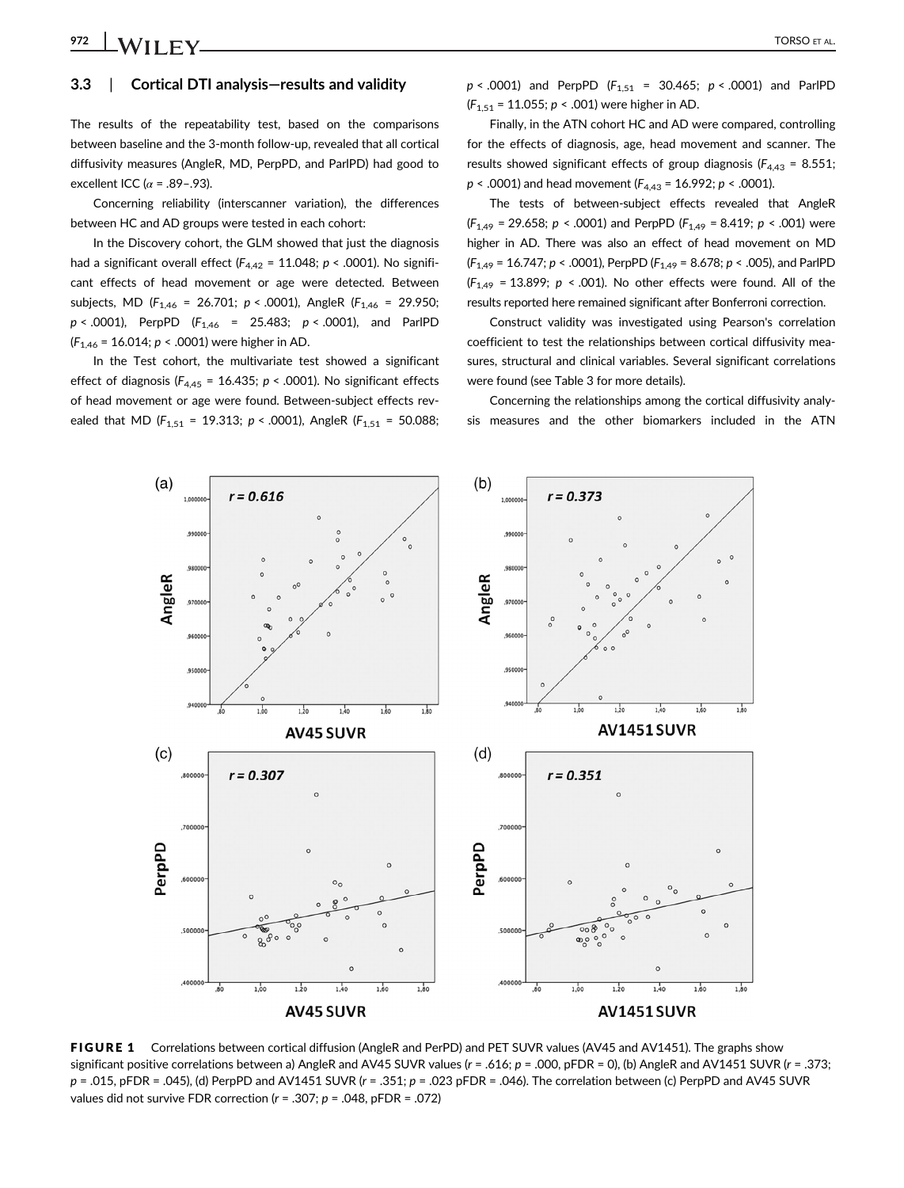### 3.3 | Cortical DTI analysis—results and validity

The results of the repeatability test, based on the comparisons between baseline and the 3-month follow-up, revealed that all cortical diffusivity measures (AngleR, MD, PerpPD, and ParlPD) had good to excellent ICC ($\alpha$ = .89–.93).

Concerning reliability (interscanner variation), the differences between HC and AD groups were tested in each cohort:

In the Discovery cohort, the GLM showed that just the diagnosis had a significant overall effect ($F_{4,42}$ = 11.048; $p$ < .0001). No significant effects of head movement or age were detected. Between subjects, MD ($F_{1,46}$ = 26.701; $p$ < .0001), AngleR ($F_{1,46}$ = 29.950; $p$ < .0001), PerpPD ($F_{1,46}$ = 25.483; $p$ < .0001), and ParlPD ($F_{1,46}$ = 16.014; $p$ < .0001) were higher in AD.

In the Test cohort, the multivariate test showed a significant effect of diagnosis ($F_{4,45}$ = 16.435; $p$ < .0001). No significant effects of head movement or age were found. Between-subject effects revealed that MD ($F_{1,51}$ = 19.313; $p$ < .0001), AngleR ($F_{1,51}$ = 50.088; $p$ < .0001) and PerpPD ($F_{1,51}$ = 30.465; $p$ < .0001) and ParlPD ($F_{1,51}$ = 11.055; $p$ < .001) were higher in AD.

Finally, in the ATN cohort HC and AD were compared, controlling for the effects of diagnosis, age, head movement and scanner. The results showed significant effects of group diagnosis ($F_{4,43}$ = 8.551; $p$ < .0001) and head movement ($F_{4,43}$ = 16.992; $p$ < .0001).

The tests of between-subject effects revealed that AngleR ($F_{1,49}$ = 29.658; $p$ < .0001) and PerpPD ($F_{1,49}$ = 8.419; $p$ < .001) were higher in AD. There was also an effect of head movement on MD ($F_{1,49}$ = 16.747; $p$ < .0001), PerpPD ($F_{1,49}$ = 8.678; $p$ < .005), and ParlPD ($F_{1,49}$ = 13.899; $p$ < .001). No other effects were found. All of the results reported here remained significant after Bonferroni correction.

Construct validity was investigated using Pearson's correlation coefficient to test the relationships between cortical diffusivity measures, structural and clinical variables. Several significant correlations were found (see Table 3 for more details).

Concerning the relationships among the cortical diffusivity analysis measures and the other biomarkers included in the ATN

(a) r = 0.616
AngleR
AV45 SUVR

(b) r = 0.373
AngleR
AV1451 SUVR

(c) r = 0.307
PerpPD
AV45 SUVR

(d) r = 0.351
PerpPD
AV1451 SUVR

**FIGURE 1** Correlations between cortical diffusion (AngleR and PerPD) and PET SUVR values (AV45 and AV1451). The graphs show significant positive correlations between a) AngleR and AV45 SUVR values ($r$ = .616; $p$ = .000, pFDR = 0), (b) AngleR and AV1451 SUVR ($r$ = .373; $p$ = .015, pFDR = .045), (d) PerpPD and AV1451 SUVR ($r$ = .351; $p$ = .023 pFDR = .046). The correlation between (c) PerpPD and AV45 SUVR values did not survive FDR correction ($r$ = .307; $p$ = .048, pFDR = .072)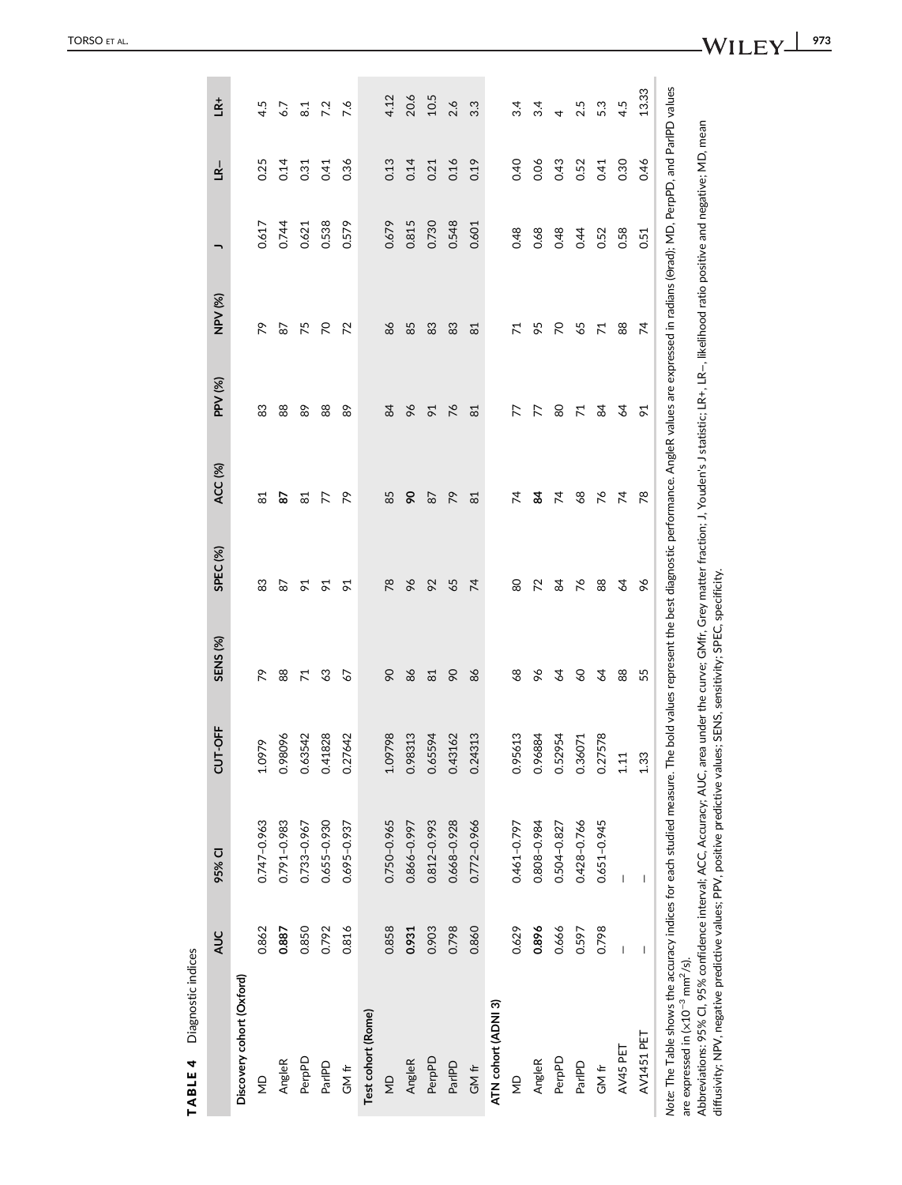**TABLE 4** Diagnostic indices

| | AUC | 95% CI | CUT-OFF | SENS (%) | SPEC (%) | ACC (%) | PPV (%) | NPV (%) | J | LR− | LR+ |
|---|---|---|---|---|---|---|---|---|---|---|---|
| **Discovery cohort (Oxford)** | | | | | | | | | | | |
| MD | 0.862 | 0.747–0.963 | 1.0979 | 79 | 83 | 81 | 83 | 79 | 0.617 | 0.25 | 4.5 |
| AngleR | **0.887** | 0.791–0.983 | 0.98096 | 88 | 87 | **87** | 88 | 87 | 0.744 | 0.14 | 6.7 |
| PerpPD | 0.850 | 0.733–0.967 | 0.63542 | 71 | 91 | 81 | 89 | 75 | 0.621 | 0.31 | 8.1 |
| ParlPD | 0.792 | 0.655–0.930 | 0.41828 | 63 | 91 | 77 | 88 | 70 | 0.538 | 0.41 | 7.2 |
| GM fr | 0.816 | 0.695–0.937 | 0.27642 | 67 | 91 | 79 | 89 | 72 | 0.579 | 0.36 | 7.6 |
| **Test cohort (Rome)** | | | | | | | | | | | |
| MD | 0.858 | 0.750–0.965 | 1.09798 | 90 | 78 | 85 | 84 | 86 | 0.679 | 0.13 | 4.12 |
| AngleR | **0.931** | 0.866–0.997 | 0.98313 | 86 | 96 | **90** | 96 | 85 | 0.815 | 0.14 | 20.6 |
| PerpPD | 0.903 | 0.812–0.993 | 0.65594 | 81 | 92 | 87 | 91 | 83 | 0.730 | 0.21 | 10.5 |
| ParlPD | 0.798 | 0.668–0.928 | 0.43162 | 90 | 65 | 79 | 76 | 83 | 0.548 | 0.16 | 2.6 |
| GM fr | 0.860 | 0.772–0.966 | 0.24313 | 86 | 74 | 81 | 81 | 81 | 0.601 | 0.19 | 3.3 |
| **ATN cohort (ADNI 3)** | | | | | | | | | | | |
| MD | 0.629 | 0.461–0.797 | 0.95613 | 68 | 80 | 74 | 77 | 71 | 0.48 | 0.40 | 3.4 |
| AngleR | **0.896** | 0.808–0.984 | 0.96884 | 96 | 72 | **84** | 77 | 95 | 0.68 | 0.06 | 3.4 |
| PerpPD | 0.666 | 0.504–0.827 | 0.52954 | 64 | 84 | 74 | 80 | 70 | 0.48 | 0.43 | 4 |
| ParlPD | 0.597 | 0.428–0.766 | 0.36071 | 60 | 76 | 68 | 71 | 65 | 0.44 | 0.52 | 2.5 |
| GM fr | 0.798 | 0.651–0.945 | 0.27578 | 64 | 88 | 76 | 84 | 71 | 0.52 | 0.41 | 5.3 |
| AV45 PET | — | — | 1.11 | 88 | 64 | 74 | 64 | 88 | 0.58 | 0.30 | 4.5 |
| AV1451 PET | — | — | 1.33 | 55 | 96 | 78 | 91 | 74 | 0.51 | 0.46 | 13.33 |

*Note*: The Table shows the accuracy indices for each studied measure. The bold values represent the best diagnostic performance. AngleR values are expressed in radians (Θrad); MD, PerpPD, and ParlPD values are expressed in ($\times 10^{-3}$ mm$^2$/s).

Abbreviations: 95% CI, 95% confidence interval; ACC, Accuracy; AUC, area under the curve; GMfr, Grey matter fraction; J, Youden's J statistic; LR+, LR−, likelihood ratio positive and negative; MD, mean diffusivity; NPV, negative predictive values; PPV, positive predictive values; SENS, sensitivity; SPEC, specificity.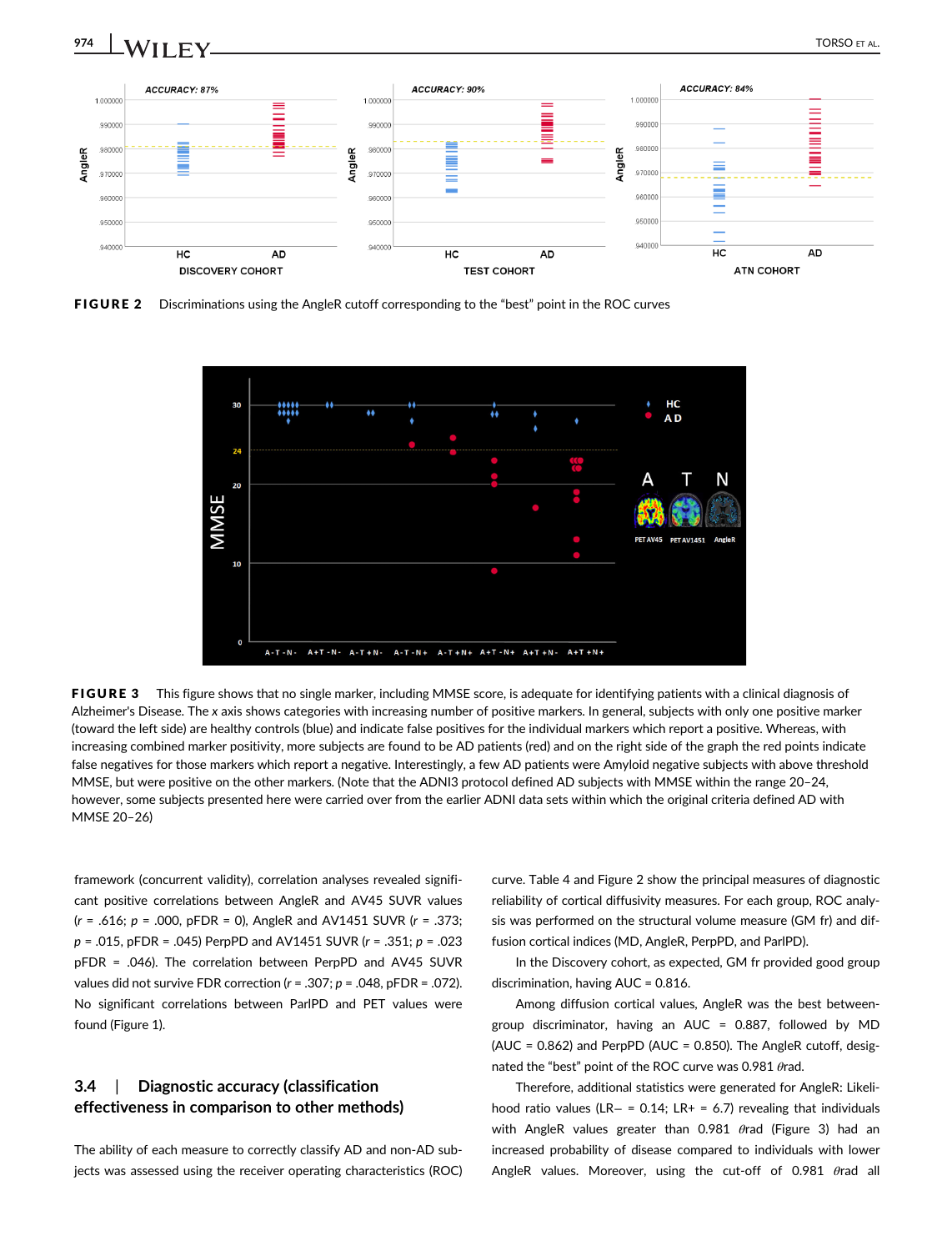ACCURACY: 87%

1.000000
0.990000
0.980000
0.970000
0.960000
0.950000
0.940000

AngleR

HC AD

DISCOVERY COHORT

ACCURACY: 90%

1.000000
0.990000
0.980000
0.970000
0.960000
0.950000
0.940000

AngleR

HC AD

TEST COHORT

ACCURACY: 84%

1.000000
0.990000
0.980000
0.970000
0.960000
0.950000
0.940000

AngleR

HC AD

ATN COHORT

**FIGURE 2** Discriminations using the AngleR cutoff corresponding to the "best" point in the ROC curves

MMSE

30
24
20
10
0

A-T-N- A+T-N- A-T+N- A-T-N+ A-T+N+ A+T-N+ A+T+N- A+T+N+

HC
AD

A T N

PET AV45 PET AV1451 AngleR

**FIGURE 3** This figure shows that no single marker, including MMSE score, is adequate for identifying patients with a clinical diagnosis of Alzheimer's Disease. The *x* axis shows categories with increasing number of positive markers. In general, subjects with only one positive marker (toward the left side) are healthy controls (blue) and indicate false positives for the individual markers which report a positive. Whereas, with increasing combined marker positivity, more subjects are found to be AD patients (red) and on the right side of the graph the red points indicate false negatives for those markers which report a negative. Interestingly, a few AD patients were Amyloid negative subjects with above threshold MMSE, but were positive on the other markers. (Note that the ADNI3 protocol defined AD subjects with MMSE within the range 20–24, however, some subjects presented here were carried over from the earlier ADNI data sets within which the original criteria defined AD with MMSE 20–26)

framework (concurrent validity), correlation analyses revealed significant positive correlations between AngleR and AV45 SUVR values ($r$ = .616; $p$ = .000, pFDR = 0), AngleR and AV1451 SUVR ($r$ = .373; $p$ = .015, pFDR = .045) PerpPD and AV1451 SUVR ($r$ = .351; $p$ = .023 pFDR = .046). The correlation between PerpPD and AV45 SUVR values did not survive FDR correction ($r$ = .307; $p$ = .048, pFDR = .072). No significant correlations between ParlPD and PET values were found (Figure 1).

## 3.4 | Diagnostic accuracy (classification effectiveness in comparison to other methods)

The ability of each measure to correctly classify AD and non-AD subjects was assessed using the receiver operating characteristics (ROC) curve. Table 4 and Figure 2 show the principal measures of diagnostic reliability of cortical diffusivity measures. For each group, ROC analysis was performed on the structural volume measure (GM fr) and diffusion cortical indices (MD, AngleR, PerpPD, and ParlPD).

In the Discovery cohort, as expected, GM fr provided good group discrimination, having AUC = 0.816.

Among diffusion cortical values, AngleR was the best between-group discriminator, having an AUC = 0.887, followed by MD (AUC = 0.862) and PerpPD (AUC = 0.850). The AngleR cutoff, designated the "best" point of the ROC curve was 0.981 $\theta$rad.

Therefore, additional statistics were generated for AngleR: Likelihood ratio values (LR− = 0.14; LR+ = 6.7) revealing that individuals with AngleR values greater than 0.981 $\theta$rad (Figure 3) had an increased probability of disease compared to individuals with lower AngleR values. Moreover, using the cut-off of 0.981 $\theta$rad all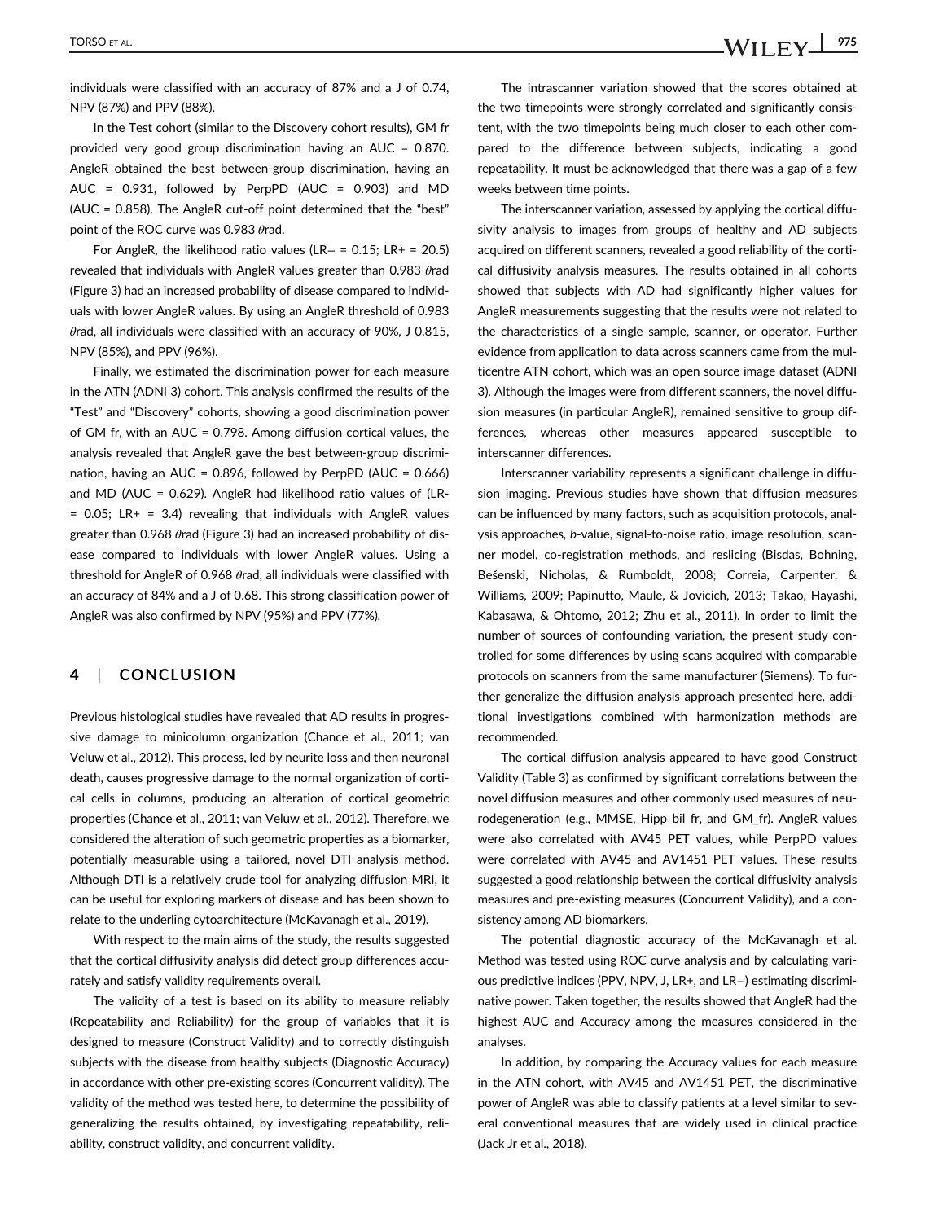individuals were classified with an accuracy of 87% and a J of 0.74, NPV (87%) and PPV (88%).

In the Test cohort (similar to the Discovery cohort results), GM fr provided very good group discrimination having an AUC = 0.870. AngleR obtained the best between-group discrimination, having an AUC = 0.931, followed by PerpPD (AUC = 0.903) and MD (AUC = 0.858). The AngleR cut-off point determined that the "best" point of the ROC curve was 0.983 $\theta$rad.

For AngleR, the likelihood ratio values (LR− = 0.15; LR+ = 20.5) revealed that individuals with AngleR values greater than 0.983 $\theta$rad (Figure 3) had an increased probability of disease compared to individuals with lower AngleR values. By using an AngleR threshold of 0.983 $\theta$rad, all individuals were classified with an accuracy of 90%, J 0.815, NPV (85%), and PPV (96%).

Finally, we estimated the discrimination power for each measure in the ATN (ADNI 3) cohort. This analysis confirmed the results of the "Test" and "Discovery" cohorts, showing a good discrimination power of GM fr, with an AUC = 0.798. Among diffusion cortical values, the analysis revealed that AngleR gave the best between-group discrimination, having an AUC = 0.896, followed by PerpPD (AUC = 0.666) and MD (AUC = 0.629). AngleR had likelihood ratio values of (LR- = 0.05; LR+ = 3.4) revealing that individuals with AngleR values greater than 0.968 $\theta$rad (Figure 3) had an increased probability of disease compared to individuals with lower AngleR values. Using a threshold for AngleR of 0.968 $\theta$rad, all individuals were classified with an accuracy of 84% and a J of 0.68. This strong classification power of AngleR was also confirmed by NPV (95%) and PPV (77%).

## 4 | CONCLUSION

Previous histological studies have revealed that AD results in progressive damage to minicolumn organization (Chance et al., 2011; van Veluw et al., 2012). This process, led by neurite loss and then neuronal death, causes progressive damage to the normal organization of cortical cells in columns, producing an alteration of cortical geometric properties (Chance et al., 2011; van Veluw et al., 2012). Therefore, we considered the alteration of such geometric properties as a biomarker, potentially measurable using a tailored, novel DTI analysis method. Although DTI is a relatively crude tool for analyzing diffusion MRI, it can be useful for exploring markers of disease and has been shown to relate to the underling cytoarchitecture (McKavanagh et al., 2019).

With respect to the main aims of the study, the results suggested that the cortical diffusivity analysis did detect group differences accurately and satisfy validity requirements overall.

The validity of a test is based on its ability to measure reliably (Repeatability and Reliability) for the group of variables that it is designed to measure (Construct Validity) and to correctly distinguish subjects with the disease from healthy subjects (Diagnostic Accuracy) in accordance with other pre-existing scores (Concurrent validity). The validity of the method was tested here, to determine the possibility of generalizing the results obtained, by investigating repeatability, reliability, construct validity, and concurrent validity.

The intrascanner variation showed that the scores obtained at the two timepoints were strongly correlated and significantly consistent, with the two timepoints being much closer to each other compared to the difference between subjects, indicating a good repeatability. It must be acknowledged that there was a gap of a few weeks between time points.

The interscanner variation, assessed by applying the cortical diffusivity analysis to images from groups of healthy and AD subjects acquired on different scanners, revealed a good reliability of the cortical diffusivity analysis measures. The results obtained in all cohorts showed that subjects with AD had significantly higher values for AngleR measurements suggesting that the results were not related to the characteristics of a single sample, scanner, or operator. Further evidence from application to data across scanners came from the multicentre ATN cohort, which was an open source image dataset (ADNI 3). Although the images were from different scanners, the novel diffusion measures (in particular AngleR), remained sensitive to group differences, whereas other measures appeared susceptible to interscanner differences.

Interscanner variability represents a significant challenge in diffusion imaging. Previous studies have shown that diffusion measures can be influenced by many factors, such as acquisition protocols, analysis approaches, *b*-value, signal-to-noise ratio, image resolution, scanner model, co-registration methods, and reslicing (Bisdas, Bohning, Bešenski, Nicholas, & Rumboldt, 2008; Correia, Carpenter, & Williams, 2009; Papinutto, Maule, & Jovicich, 2013; Takao, Hayashi, Kabasawa, & Ohtomo, 2012; Zhu et al., 2011). In order to limit the number of sources of confounding variation, the present study controlled for some differences by using scans acquired with comparable protocols on scanners from the same manufacturer (Siemens). To further generalize the diffusion analysis approach presented here, additional investigations combined with harmonization methods are recommended.

The cortical diffusion analysis appeared to have good Construct Validity (Table 3) as confirmed by significant correlations between the novel diffusion measures and other commonly used measures of neurodegeneration (e.g., MMSE, Hipp bil fr, and GM_fr). AngleR values were also correlated with AV45 PET values, while PerpPD values were correlated with AV45 and AV1451 PET values. These results suggested a good relationship between the cortical diffusivity analysis measures and pre-existing measures (Concurrent Validity), and a consistency among AD biomarkers.

The potential diagnostic accuracy of the McKavanagh et al. Method was tested using ROC curve analysis and by calculating various predictive indices (PPV, NPV, J, LR+, and LR−) estimating discriminative power. Taken together, the results showed that AngleR had the highest AUC and Accuracy among the measures considered in the analyses.

In addition, by comparing the Accuracy values for each measure in the ATN cohort, with AV45 and AV1451 PET, the discriminative power of AngleR was able to classify patients at a level similar to several conventional measures that are widely used in clinical practice (Jack Jr et al., 2018).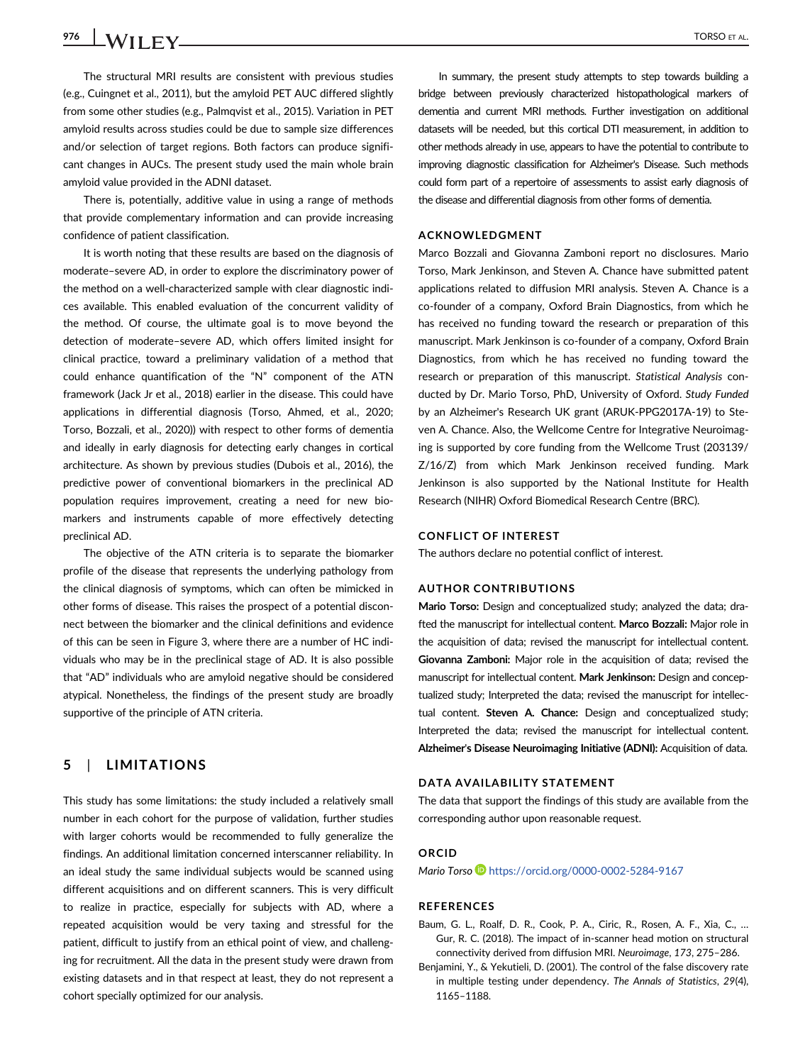The structural MRI results are consistent with previous studies (e.g., Cuingnet et al., 2011), but the amyloid PET AUC differed slightly from some other studies (e.g., Palmqvist et al., 2015). Variation in PET amyloid results across studies could be due to sample size differences and/or selection of target regions. Both factors can produce significant changes in AUCs. The present study used the main whole brain amyloid value provided in the ADNI dataset.

There is, potentially, additive value in using a range of methods that provide complementary information and can provide increasing confidence of patient classification.

It is worth noting that these results are based on the diagnosis of moderate–severe AD, in order to explore the discriminatory power of the method on a well-characterized sample with clear diagnostic indices available. This enabled evaluation of the concurrent validity of the method. Of course, the ultimate goal is to move beyond the detection of moderate–severe AD, which offers limited insight for clinical practice, toward a preliminary validation of a method that could enhance quantification of the "N" component of the ATN framework (Jack Jr et al., 2018) earlier in the disease. This could have applications in differential diagnosis (Torso, Ahmed, et al., 2020; Torso, Bozzali, et al., 2020)) with respect to other forms of dementia and ideally in early diagnosis for detecting early changes in cortical architecture. As shown by previous studies (Dubois et al., 2016), the predictive power of conventional biomarkers in the preclinical AD population requires improvement, creating a need for new biomarkers and instruments capable of more effectively detecting preclinical AD.

The objective of the ATN criteria is to separate the biomarker profile of the disease that represents the underlying pathology from the clinical diagnosis of symptoms, which can often be mimicked in other forms of disease. This raises the prospect of a potential disconnect between the biomarker and the clinical definitions and evidence of this can be seen in Figure 3, where there are a number of HC individuals who may be in the preclinical stage of AD. It is also possible that "AD" individuals who are amyloid negative should be considered atypical. Nonetheless, the findings of the present study are broadly supportive of the principle of ATN criteria.

## 5 | LIMITATIONS

This study has some limitations: the study included a relatively small number in each cohort for the purpose of validation, further studies with larger cohorts would be recommended to fully generalize the findings. An additional limitation concerned interscanner reliability. In an ideal study the same individual subjects would be scanned using different acquisitions and on different scanners. This is very difficult to realize in practice, especially for subjects with AD, where a repeated acquisition would be very taxing and stressful for the patient, difficult to justify from an ethical point of view, and challenging for recruitment. All the data in the present study were drawn from existing datasets and in that respect at least, they do not represent a cohort specially optimized for our analysis.

In summary, the present study attempts to step towards building a bridge between previously characterized histopathological markers of dementia and current MRI methods. Further investigation on additional datasets will be needed, but this cortical DTI measurement, in addition to other methods already in use, appears to have the potential to contribute to improving diagnostic classification for Alzheimer's Disease. Such methods could form part of a repertoire of assessments to assist early diagnosis of the disease and differential diagnosis from other forms of dementia.

### ACKNOWLEDGMENT

Marco Bozzali and Giovanna Zamboni report no disclosures. Mario Torso, Mark Jenkinson, and Steven A. Chance have submitted patent applications related to diffusion MRI analysis. Steven A. Chance is a co-founder of a company, Oxford Brain Diagnostics, from which he has received no funding toward the research or preparation of this manuscript. Mark Jenkinson is co-founder of a company, Oxford Brain Diagnostics, from which he has received no funding toward the research or preparation of this manuscript. *Statistical Analysis* conducted by Dr. Mario Torso, PhD, University of Oxford. *Study Funded* by an Alzheimer's Research UK grant (ARUK-PPG2017A-19) to Steven A. Chance. Also, the Wellcome Centre for Integrative Neuroimaging is supported by core funding from the Wellcome Trust (203139/Z/16/Z) from which Mark Jenkinson received funding. Mark Jenkinson is also supported by the National Institute for Health Research (NIHR) Oxford Biomedical Research Centre (BRC).

### CONFLICT OF INTEREST

The authors declare no potential conflict of interest.

### AUTHOR CONTRIBUTIONS

**Mario Torso:** Design and conceptualized study; analyzed the data; drafted the manuscript for intellectual content. **Marco Bozzali:** Major role in the acquisition of data; revised the manuscript for intellectual content. **Giovanna Zamboni:** Major role in the acquisition of data; revised the manuscript for intellectual content. **Mark Jenkinson:** Design and conceptualized study; Interpreted the data; revised the manuscript for intellectual content. **Steven A. Chance:** Design and conceptualized study; Interpreted the data; revised the manuscript for intellectual content. **Alzheimer's Disease Neuroimaging Initiative (ADNI):** Acquisition of data.

### DATA AVAILABILITY STATEMENT

The data that support the findings of this study are available from the corresponding author upon reasonable request.

### ORCID

*Mario Torso* https://orcid.org/0000-0002-5284-9167

### REFERENCES

Baum, G. L., Roalf, D. R., Cook, P. A., Ciric, R., Rosen, A. F., Xia, C., … Gur, R. C. (2018). The impact of in-scanner head motion on structural connectivity derived from diffusion MRI. *Neuroimage*, *173*, 275–286.

Benjamini, Y., & Yekutieli, D. (2001). The control of the false discovery rate in multiple testing under dependency. *The Annals of Statistics*, *29*(4), 1165–1188.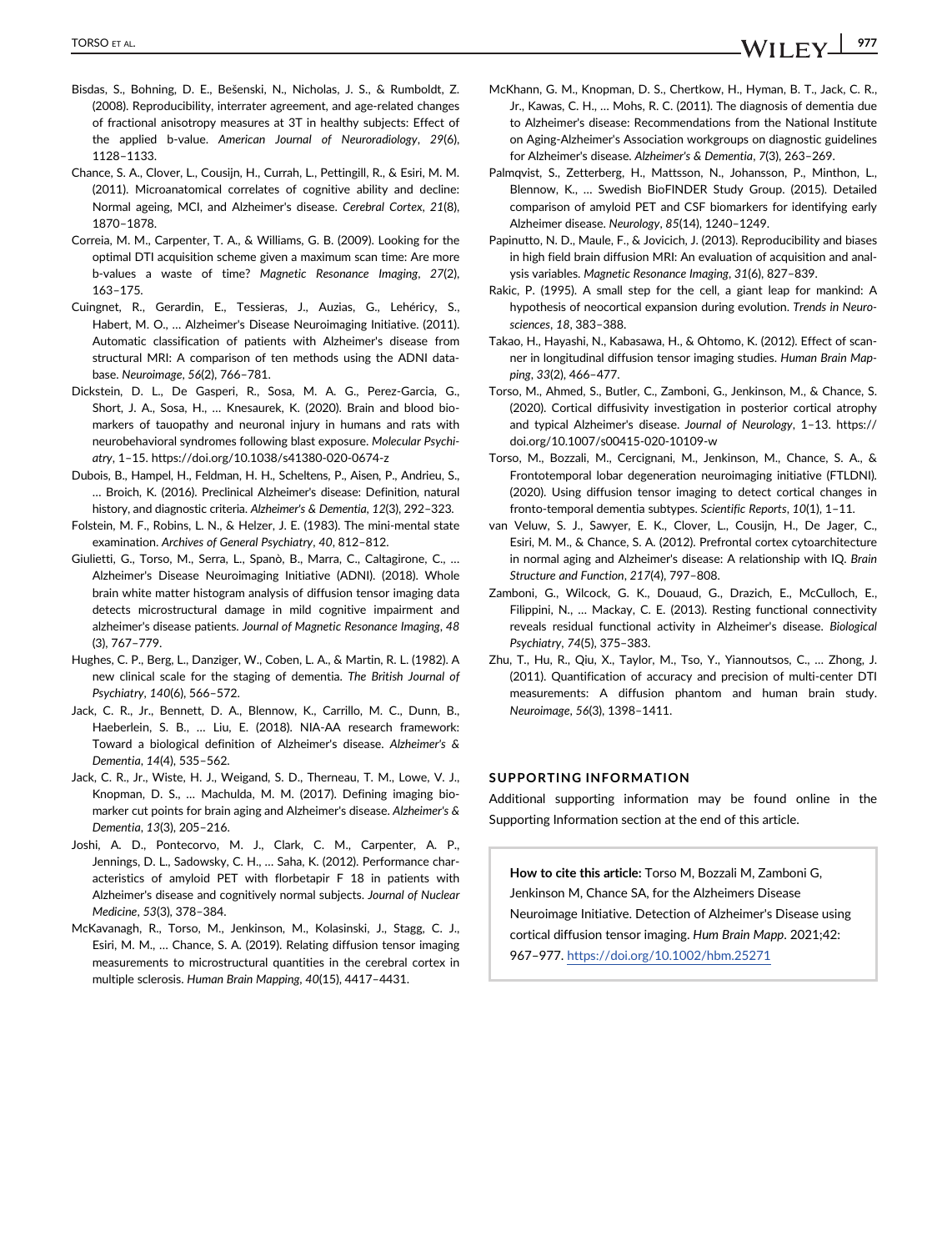Bisdas, S., Bohning, D. E., Bešenski, N., Nicholas, J. S., & Rumboldt, Z. (2008). Reproducibility, interrater agreement, and age-related changes of fractional anisotropy measures at 3T in healthy subjects: Effect of the applied b-value. *American Journal of Neuroradiology*, *29*(6), 1128–1133.

Chance, S. A., Clover, L., Cousijn, H., Currah, L., Pettingill, R., & Esiri, M. M. (2011). Microanatomical correlates of cognitive ability and decline: Normal ageing, MCI, and Alzheimer's disease. *Cerebral Cortex*, *21*(8), 1870–1878.

Correia, M. M., Carpenter, T. A., & Williams, G. B. (2009). Looking for the optimal DTI acquisition scheme given a maximum scan time: Are more b-values a waste of time? *Magnetic Resonance Imaging*, *27*(2), 163–175.

Cuingnet, R., Gerardin, E., Tessieras, J., Auzias, G., Lehéricy, S., Habert, M. O., … Alzheimer's Disease Neuroimaging Initiative. (2011). Automatic classification of patients with Alzheimer's disease from structural MRI: A comparison of ten methods using the ADNI database. *Neuroimage*, *56*(2), 766–781.

Dickstein, D. L., De Gasperi, R., Sosa, M. A. G., Perez-Garcia, G., Short, J. A., Sosa, H., … Knesaurek, K. (2020). Brain and blood biomarkers of tauopathy and neuronal injury in humans and rats with neurobehavioral syndromes following blast exposure. *Molecular Psychiatry*, 1–15. https://doi.org/10.1038/s41380-020-0674-z

Dubois, B., Hampel, H., Feldman, H. H., Scheltens, P., Aisen, P., Andrieu, S., … Broich, K. (2016). Preclinical Alzheimer's disease: Definition, natural history, and diagnostic criteria. *Alzheimer's & Dementia*, *12*(3), 292–323.

Folstein, M. F., Robins, L. N., & Helzer, J. E. (1983). The mini-mental state examination. *Archives of General Psychiatry*, *40*, 812–812.

Giulietti, G., Torso, M., Serra, L., Spanò, B., Marra, C., Caltagirone, C., … Alzheimer's Disease Neuroimaging Initiative (ADNI). (2018). Whole brain white matter histogram analysis of diffusion tensor imaging data detects microstructural damage in mild cognitive impairment and alzheimer's disease patients. *Journal of Magnetic Resonance Imaging*, *48*(3), 767–779.

Hughes, C. P., Berg, L., Danziger, W., Coben, L. A., & Martin, R. L. (1982). A new clinical scale for the staging of dementia. *The British Journal of Psychiatry*, *140*(6), 566–572.

Jack, C. R., Jr., Bennett, D. A., Blennow, K., Carrillo, M. C., Dunn, B., Haeberlein, S. B., … Liu, E. (2018). NIA-AA research framework: Toward a biological definition of Alzheimer's disease. *Alzheimer's & Dementia*, *14*(4), 535–562.

Jack, C. R., Jr., Wiste, H. J., Weigand, S. D., Therneau, T. M., Lowe, V. J., Knopman, D. S., … Machulda, M. M. (2017). Defining imaging biomarker cut points for brain aging and Alzheimer's disease. *Alzheimer's & Dementia*, *13*(3), 205–216.

Joshi, A. D., Pontecorvo, M. J., Clark, C. M., Carpenter, A. P., Jennings, D. L., Sadowsky, C. H., … Saha, K. (2012). Performance characteristics of amyloid PET with florbetapir F 18 in patients with Alzheimer's disease and cognitively normal subjects. *Journal of Nuclear Medicine*, *53*(3), 378–384.

McKavanagh, R., Torso, M., Jenkinson, M., Kolasinski, J., Stagg, C. J., Esiri, M. M., … Chance, S. A. (2019). Relating diffusion tensor imaging measurements to microstructural quantities in the cerebral cortex in multiple sclerosis. *Human Brain Mapping*, *40*(15), 4417–4431.

McKhann, G. M., Knopman, D. S., Chertkow, H., Hyman, B. T., Jack, C. R., Jr., Kawas, C. H., … Mohs, R. C. (2011). The diagnosis of dementia due to Alzheimer's disease: Recommendations from the National Institute on Aging-Alzheimer's Association workgroups on diagnostic guidelines for Alzheimer's disease. *Alzheimer's & Dementia*, *7*(3), 263–269.

Palmqvist, S., Zetterberg, H., Mattsson, N., Johansson, P., Minthon, L., Blennow, K., … Swedish BioFINDER Study Group. (2015). Detailed comparison of amyloid PET and CSF biomarkers for identifying early Alzheimer disease. *Neurology*, *85*(14), 1240–1249.

Papinutto, N. D., Maule, F., & Jovicich, J. (2013). Reproducibility and biases in high field brain diffusion MRI: An evaluation of acquisition and analysis variables. *Magnetic Resonance Imaging*, *31*(6), 827–839.

Rakic, P. (1995). A small step for the cell, a giant leap for mankind: A hypothesis of neocortical expansion during evolution. *Trends in Neurosciences*, *18*, 383–388.

Takao, H., Hayashi, N., Kabasawa, H., & Ohtomo, K. (2012). Effect of scanner in longitudinal diffusion tensor imaging studies. *Human Brain Mapping*, *33*(2), 466–477.

Torso, M., Ahmed, S., Butler, C., Zamboni, G., Jenkinson, M., & Chance, S. (2020). Cortical diffusivity investigation in posterior cortical atrophy and typical Alzheimer's disease. *Journal of Neurology*, 1–13. https://doi.org/10.1007/s00415-020-10109-w

Torso, M., Bozzali, M., Cercignani, M., Jenkinson, M., Chance, S. A., & Frontotemporal lobar degeneration neuroimaging initiative (FTLDNI). (2020). Using diffusion tensor imaging to detect cortical changes in fronto-temporal dementia subtypes. *Scientific Reports*, *10*(1), 1–11.

van Veluw, S. J., Sawyer, E. K., Clover, L., Cousijn, H., De Jager, C., Esiri, M. M., & Chance, S. A. (2012). Prefrontal cortex cytoarchitecture in normal aging and Alzheimer's disease: A relationship with IQ. *Brain Structure and Function*, *217*(4), 797–808.

Zamboni, G., Wilcock, G. K., Douaud, G., Drazich, E., McCulloch, E., Filippini, N., … Mackay, C. E. (2013). Resting functional connectivity reveals residual functional activity in Alzheimer's disease. *Biological Psychiatry*, *74*(5), 375–383.

Zhu, T., Hu, R., Qiu, X., Taylor, M., Tso, Y., Yiannoutsos, C., … Zhong, J. (2011). Quantification of accuracy and precision of multi-center DTI measurements: A diffusion phantom and human brain study. *Neuroimage*, *56*(3), 1398–1411.

## SUPPORTING INFORMATION

Additional supporting information may be found online in the Supporting Information section at the end of this article.

**How to cite this article:** Torso M, Bozzali M, Zamboni G, Jenkinson M, Chance SA, for the Alzheimers Disease Neuroimage Initiative. Detection of Alzheimer's Disease using cortical diffusion tensor imaging. *Hum Brain Mapp*. 2021;42: 967–977. https://doi.org/10.1002/hbm.25271